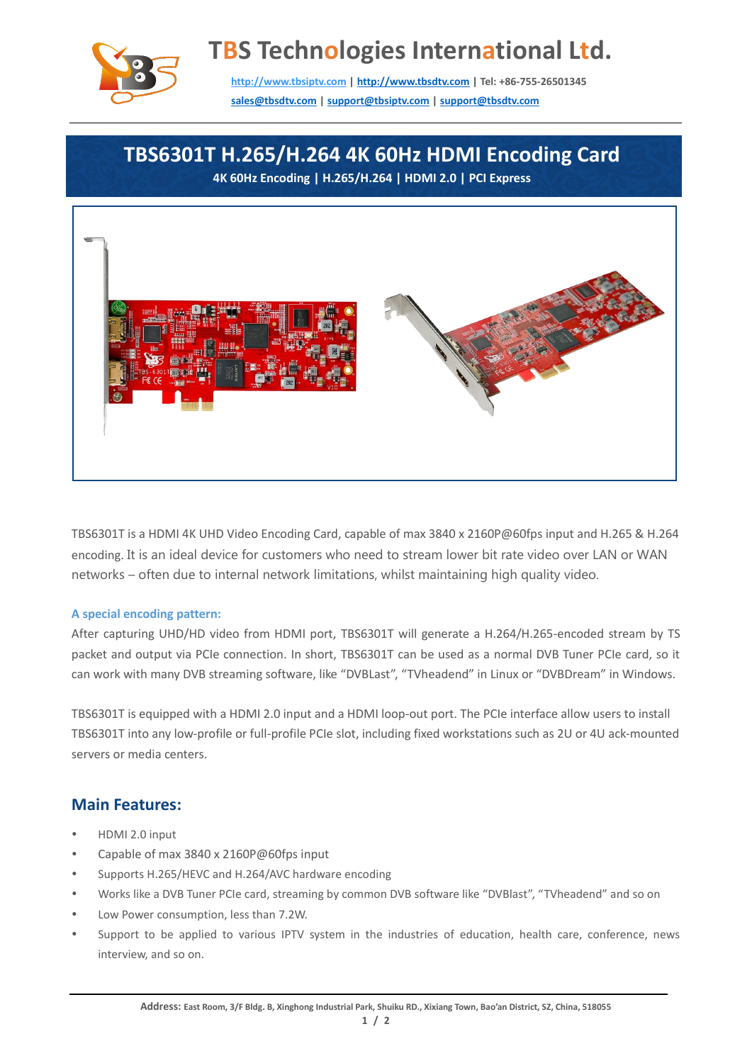# TBS Technologies International Ltd.

http://www.tbsiptv.com | http://www.tbsdtv.com | Tel: +86-755-26501345
sales@tbsdtv.com | support@tbsiptv.com | support@tbsdtv.com

## TBS6301T H.265/H.264 4K 60Hz HDMI Encoding Card

**4K 60Hz Encoding | H.265/H.264 | HDMI 2.0 | PCI Express**

TBS6301T is a HDMI 4K UHD Video Encoding Card, capable of max 3840 x 2160P@60fps input and H.265 & H.264 encoding. It is an ideal device for customers who need to stream lower bit rate video over LAN or WAN networks – often due to internal network limitations, whilst maintaining high quality video.

### A special encoding pattern:

After capturing UHD/HD video from HDMI port, TBS6301T will generate a H.264/H.265-encoded stream by TS packet and output via PCIe connection. In short, TBS6301T can be used as a normal DVB Tuner PCIe card, so it can work with many DVB streaming software, like "DVBLast", "TVheadend" in Linux or "DVBDream" in Windows.

TBS6301T is equipped with a HDMI 2.0 input and a HDMI loop-out port. The PCIe interface allow users to install TBS6301T into any low-profile or full-profile PCIe slot, including fixed workstations such as 2U or 4U ack-mounted servers or media centers.

## Main Features:

- HDMI 2.0 input
- Capable of max 3840 x 2160P@60fps input
- Supports H.265/HEVC and H.264/AVC hardware encoding
- Works like a DVB Tuner PCIe card, streaming by common DVB software like "DVBlast", "TVheadend" and so on
- Low Power consumption, less than 7.2W.
- Support to be applied to various IPTV system in the industries of education, health care, conference, news interview, and so on.

**Address:** East Room, 3/F Bldg. B, Xinghong Industrial Park, Shuiku RD., Xixiang Town, Bao'an District, SZ, China, 518055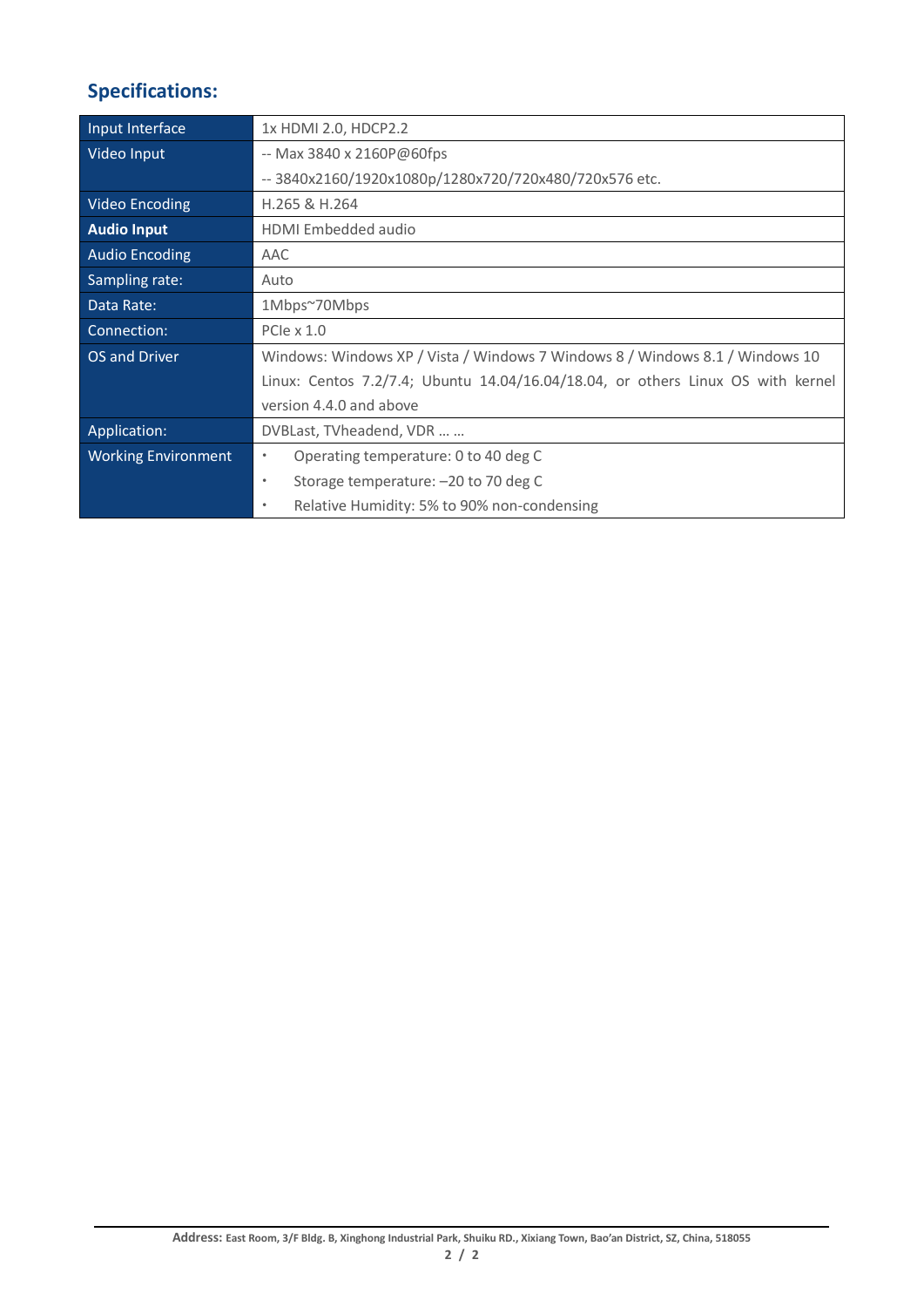## Specifications:

| | |
|---|---|
| Input Interface | 1x HDMI 2.0, HDCP2.2 |
| Video Input | -- Max 3840 x 2160P@60fps<br>-- 3840x2160/1920x1080p/1280x720/720x480/720x576 etc. |
| Video Encoding | H.265 & H.264 |
| **Audio Input** | HDMI Embedded audio |
| Audio Encoding | AAC |
| Sampling rate: | Auto |
| Data Rate: | 1Mbps~70Mbps |
| Connection: | PCIe x 1.0 |
| OS and Driver | Windows: Windows XP / Vista / Windows 7 Windows 8 / Windows 8.1 / Windows 10<br>Linux: Centos 7.2/7.4; Ubuntu 14.04/16.04/18.04, or others Linux OS with kernel version 4.4.0 and above |
| Application: | DVBLast, TVheadend, VDR … … |
| Working Environment | • Operating temperature: 0 to 40 deg C<br>• Storage temperature: –20 to 70 deg C<br>• Relative Humidity: 5% to 90% non-condensing |

**Address:** East Room, 3/F Bldg. B, Xinghong Industrial Park, Shuiku RD., Xixiang Town, Bao'an District, SZ, China, 518055